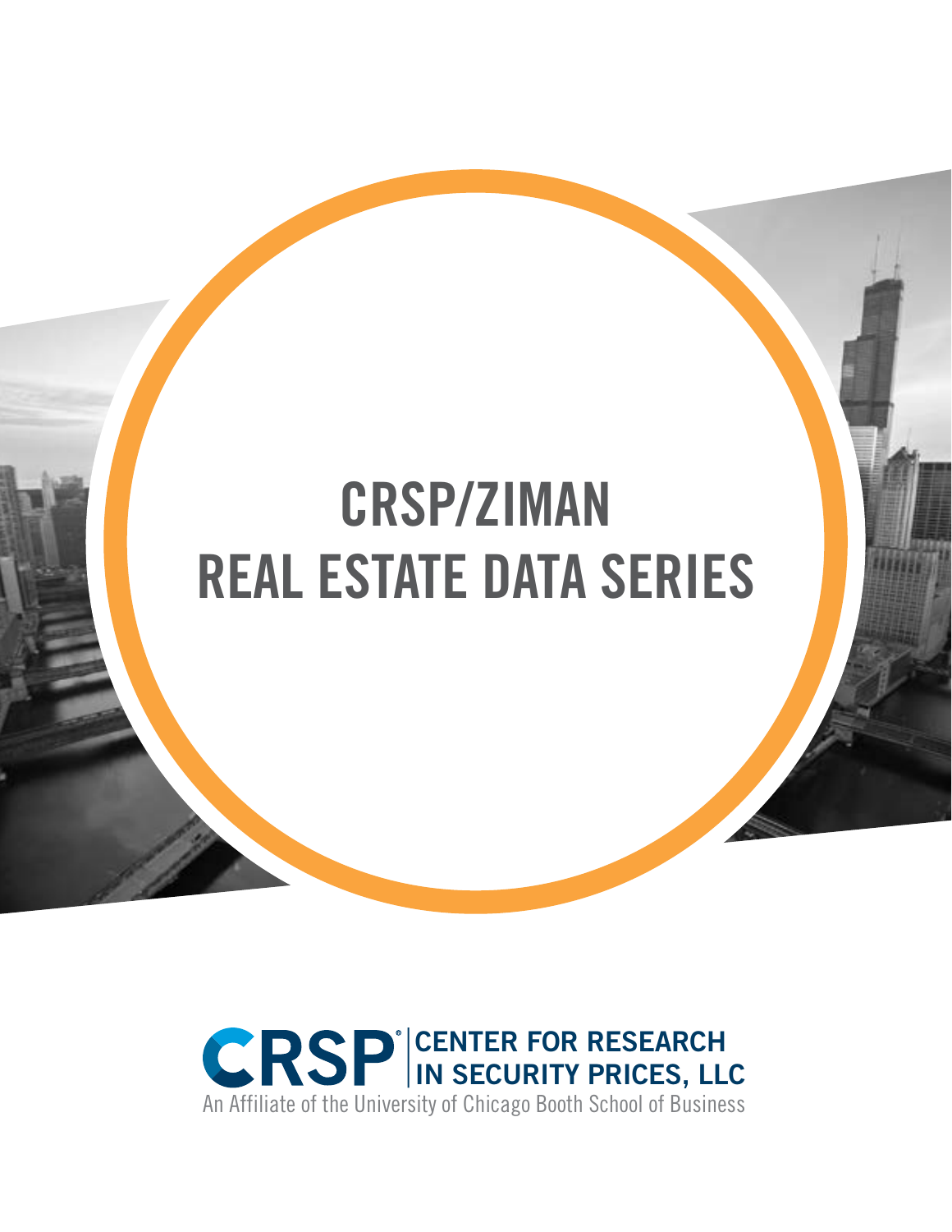# CRSP/ZIMAN REAL ESTATE DATA SERIES

**CRSP® CENTER FOR RESEARCH IN SECURITY PRICES, LLC**

An Affiliate of the University of Chicago Booth School of Business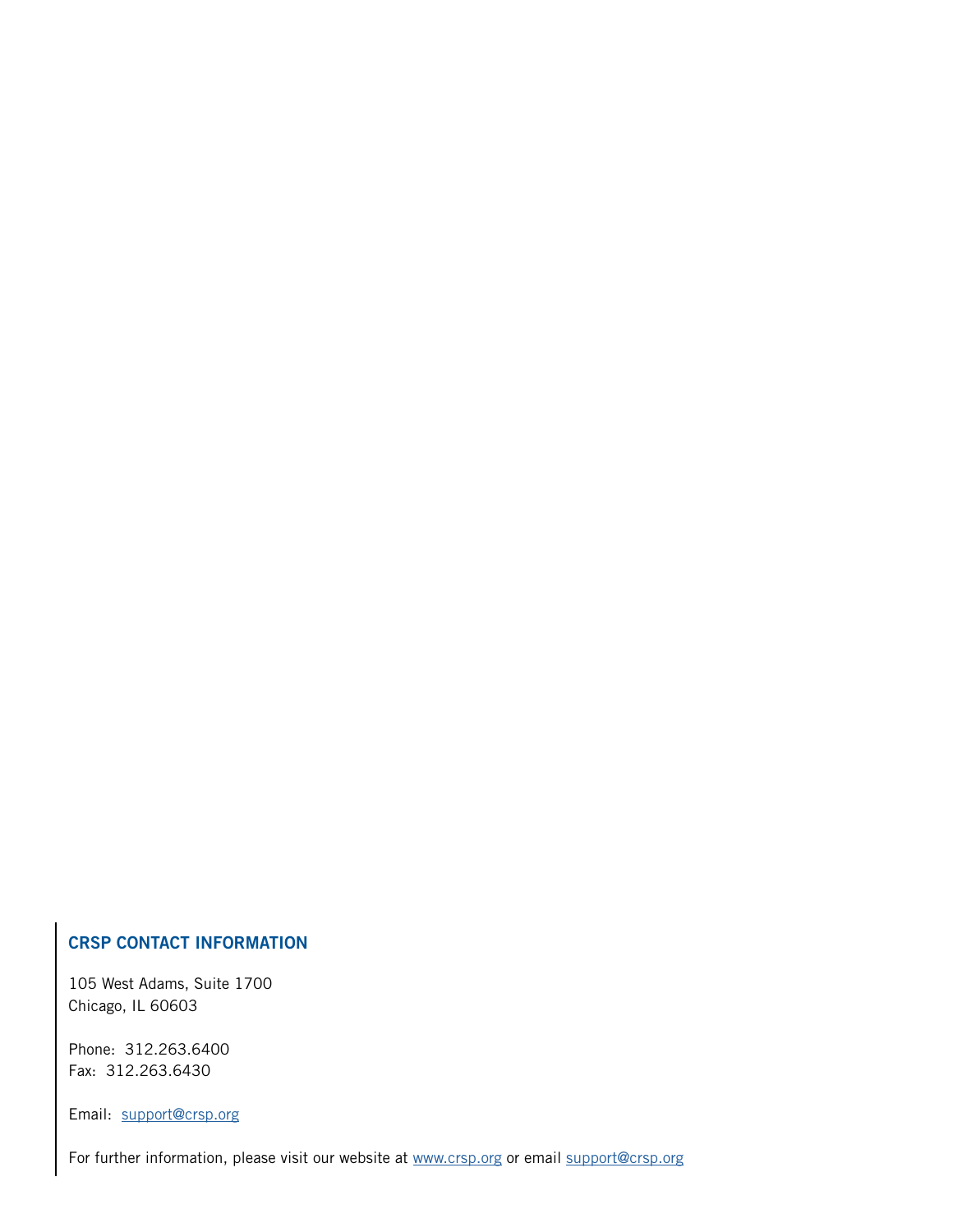## CRSP CONTACT INFORMATION

105 West Adams, Suite 1700
Chicago, IL 60603

Phone: 312.263.6400
Fax: 312.263.6430

Email: support@crsp.org

For further information, please visit our website at www.crsp.org or email support@crsp.org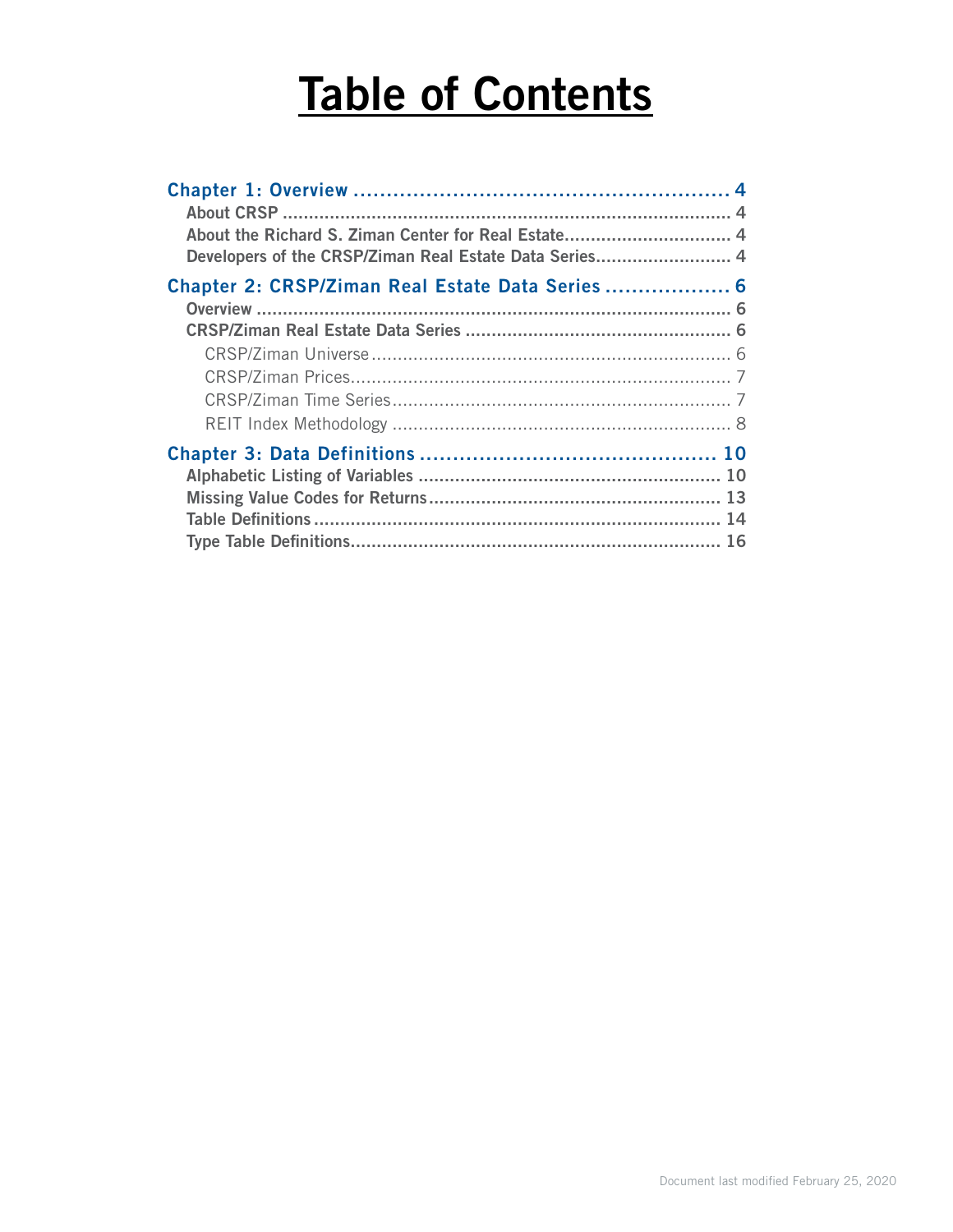# Table of Contents

**Chapter 1: Overview ........................................................ 4**

- About CRSP ........................................................................ 4
- About the Richard S. Ziman Center for Real Estate................................ 4
- Developers of the CRSP/Ziman Real Estate Data Series.......................... 4

**Chapter 2: CRSP/Ziman Real Estate Data Series ................... 6**

- Overview ........................................................................... 6
- CRSP/Ziman Real Estate Data Series ................................................... 6
  - CRSP/Ziman Universe ................................................................... 6
  - CRSP/Ziman Prices........................................................................ 7
  - CRSP/Ziman Time Series ................................................................ 7
  - REIT Index Methodology ................................................................ 8

**Chapter 3: Data Definitions ............................................. 10**

- Alphabetic Listing of Variables .......................................................... 10
- Missing Value Codes for Returns........................................................ 13
- Table Definitions ............................................................................ 14
- Type Table Definitions...................................................................... 16

Document last modified February 25, 2020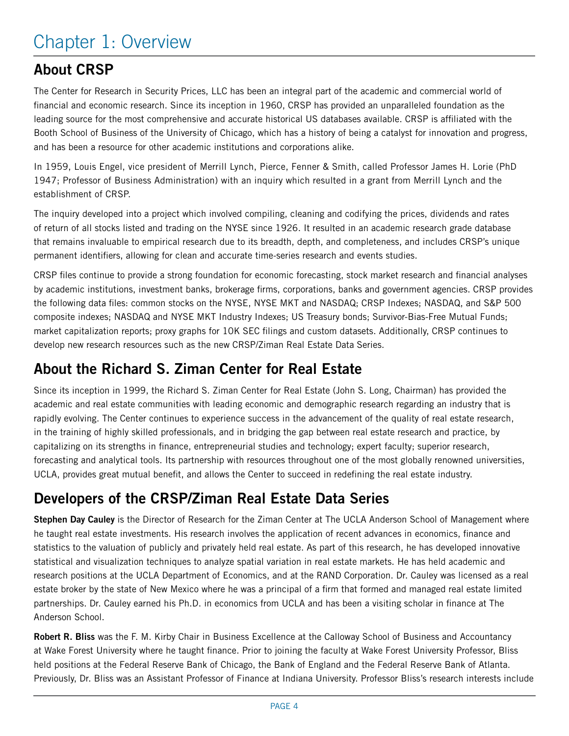# Chapter 1: Overview

## About CRSP

The Center for Research in Security Prices, LLC has been an integral part of the academic and commercial world of financial and economic research. Since its inception in 1960, CRSP has provided an unparalleled foundation as the leading source for the most comprehensive and accurate historical US databases available. CRSP is affiliated with the Booth School of Business of the University of Chicago, which has a history of being a catalyst for innovation and progress, and has been a resource for other academic institutions and corporations alike.

In 1959, Louis Engel, vice president of Merrill Lynch, Pierce, Fenner & Smith, called Professor James H. Lorie (PhD 1947; Professor of Business Administration) with an inquiry which resulted in a grant from Merrill Lynch and the establishment of CRSP.

The inquiry developed into a project which involved compiling, cleaning and codifying the prices, dividends and rates of return of all stocks listed and trading on the NYSE since 1926. It resulted in an academic research grade database that remains invaluable to empirical research due to its breadth, depth, and completeness, and includes CRSP's unique permanent identifiers, allowing for clean and accurate time-series research and events studies.

CRSP files continue to provide a strong foundation for economic forecasting, stock market research and financial analyses by academic institutions, investment banks, brokerage firms, corporations, banks and government agencies. CRSP provides the following data files: common stocks on the NYSE, NYSE MKT and NASDAQ; CRSP Indexes; NASDAQ, and S&P 500 composite indexes; NASDAQ and NYSE MKT Industry Indexes; US Treasury bonds; Survivor-Bias-Free Mutual Funds; market capitalization reports; proxy graphs for 10K SEC filings and custom datasets. Additionally, CRSP continues to develop new research resources such as the new CRSP/Ziman Real Estate Data Series.

## About the Richard S. Ziman Center for Real Estate

Since its inception in 1999, the Richard S. Ziman Center for Real Estate (John S. Long, Chairman) has provided the academic and real estate communities with leading economic and demographic research regarding an industry that is rapidly evolving. The Center continues to experience success in the advancement of the quality of real estate research, in the training of highly skilled professionals, and in bridging the gap between real estate research and practice, by capitalizing on its strengths in finance, entrepreneurial studies and technology; expert faculty; superior research, forecasting and analytical tools. Its partnership with resources throughout one of the most globally renowned universities, UCLA, provides great mutual benefit, and allows the Center to succeed in redefining the real estate industry.

## Developers of the CRSP/Ziman Real Estate Data Series

**Stephen Day Cauley** is the Director of Research for the Ziman Center at The UCLA Anderson School of Management where he taught real estate investments. His research involves the application of recent advances in economics, finance and statistics to the valuation of publicly and privately held real estate. As part of this research, he has developed innovative statistical and visualization techniques to analyze spatial variation in real estate markets. He has held academic and research positions at the UCLA Department of Economics, and at the RAND Corporation. Dr. Cauley was licensed as a real estate broker by the state of New Mexico where he was a principal of a firm that formed and managed real estate limited partnerships. Dr. Cauley earned his Ph.D. in economics from UCLA and has been a visiting scholar in finance at The Anderson School.

**Robert R. Bliss** was the F. M. Kirby Chair in Business Excellence at the Calloway School of Business and Accountancy at Wake Forest University where he taught finance. Prior to joining the faculty at Wake Forest University Professor, Bliss held positions at the Federal Reserve Bank of Chicago, the Bank of England and the Federal Reserve Bank of Atlanta. Previously, Dr. Bliss was an Assistant Professor of Finance at Indiana University. Professor Bliss's research interests include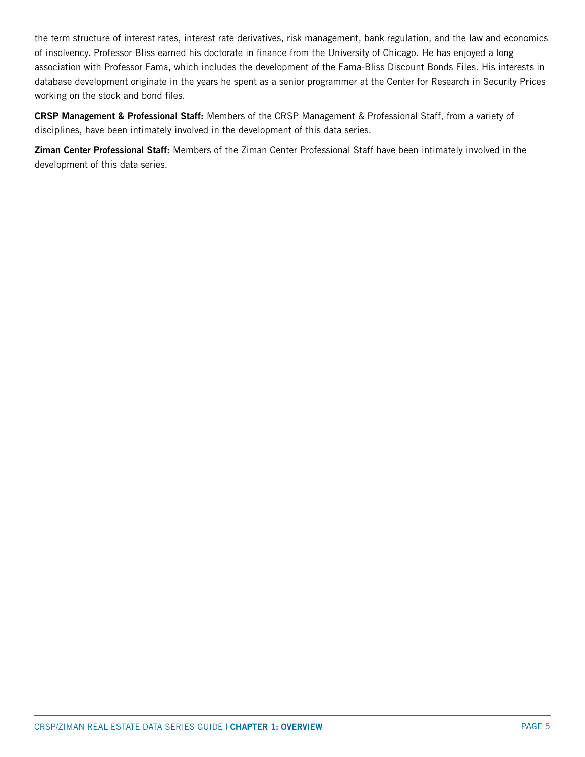the term structure of interest rates, interest rate derivatives, risk management, bank regulation, and the law and economics of insolvency. Professor Bliss earned his doctorate in finance from the University of Chicago. He has enjoyed a long association with Professor Fama, which includes the development of the Fama-Bliss Discount Bonds Files. His interests in database development originate in the years he spent as a senior programmer at the Center for Research in Security Prices working on the stock and bond files.

**CRSP Management & Professional Staff:** Members of the CRSP Management & Professional Staff, from a variety of disciplines, have been intimately involved in the development of this data series.

**Ziman Center Professional Staff:** Members of the Ziman Center Professional Staff have been intimately involved in the development of this data series.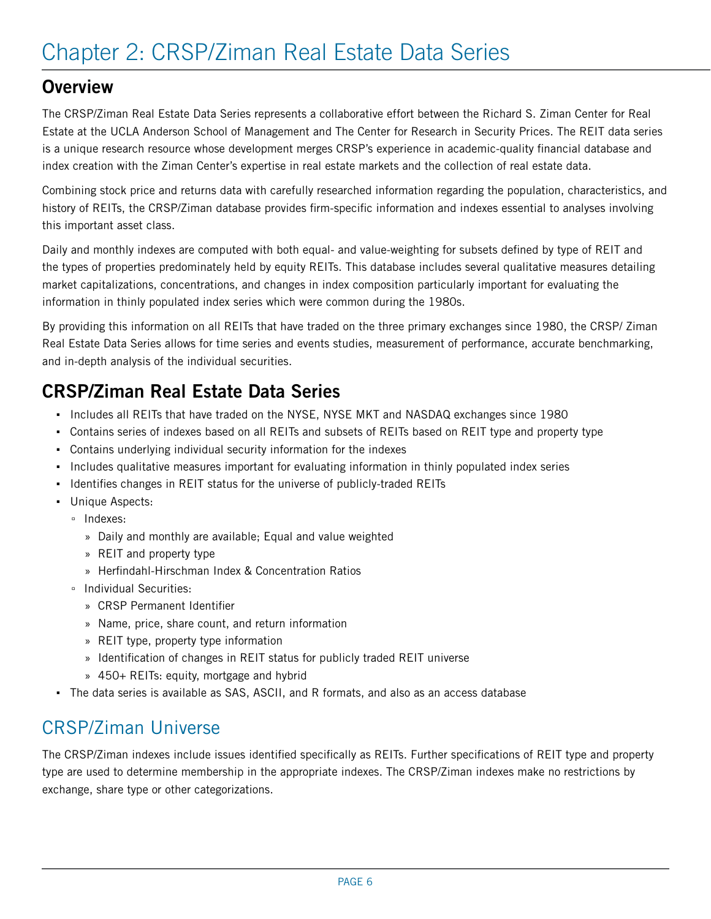# Chapter 2: CRSP/Ziman Real Estate Data Series

## Overview

The CRSP/Ziman Real Estate Data Series represents a collaborative effort between the Richard S. Ziman Center for Real Estate at the UCLA Anderson School of Management and The Center for Research in Security Prices. The REIT data series is a unique research resource whose development merges CRSP's experience in academic-quality financial database and index creation with the Ziman Center's expertise in real estate markets and the collection of real estate data.

Combining stock price and returns data with carefully researched information regarding the population, characteristics, and history of REITs, the CRSP/Ziman database provides firm-specific information and indexes essential to analyses involving this important asset class.

Daily and monthly indexes are computed with both equal- and value-weighting for subsets defined by type of REIT and the types of properties predominately held by equity REITs. This database includes several qualitative measures detailing market capitalizations, concentrations, and changes in index composition particularly important for evaluating the information in thinly populated index series which were common during the 1980s.

By providing this information on all REITs that have traded on the three primary exchanges since 1980, the CRSP/ Ziman Real Estate Data Series allows for time series and events studies, measurement of performance, accurate benchmarking, and in-depth analysis of the individual securities.

## CRSP/Ziman Real Estate Data Series

- Includes all REITs that have traded on the NYSE, NYSE MKT and NASDAQ exchanges since 1980
- Contains series of indexes based on all REITs and subsets of REITs based on REIT type and property type
- Contains underlying individual security information for the indexes
- Includes qualitative measures important for evaluating information in thinly populated index series
- Identifies changes in REIT status for the universe of publicly-traded REITs
- Unique Aspects:
  - Indexes:
    - Daily and monthly are available; Equal and value weighted
    - REIT and property type
    - Herfindahl-Hirschman Index & Concentration Ratios
  - Individual Securities:
    - CRSP Permanent Identifier
    - Name, price, share count, and return information
    - REIT type, property type information
    - Identification of changes in REIT status for publicly traded REIT universe
    - 450+ REITs: equity, mortgage and hybrid
- The data series is available as SAS, ASCII, and R formats, and also as an access database

## CRSP/Ziman Universe

The CRSP/Ziman indexes include issues identified specifically as REITs. Further specifications of REIT type and property type are used to determine membership in the appropriate indexes. The CRSP/Ziman indexes make no restrictions by exchange, share type or other categorizations.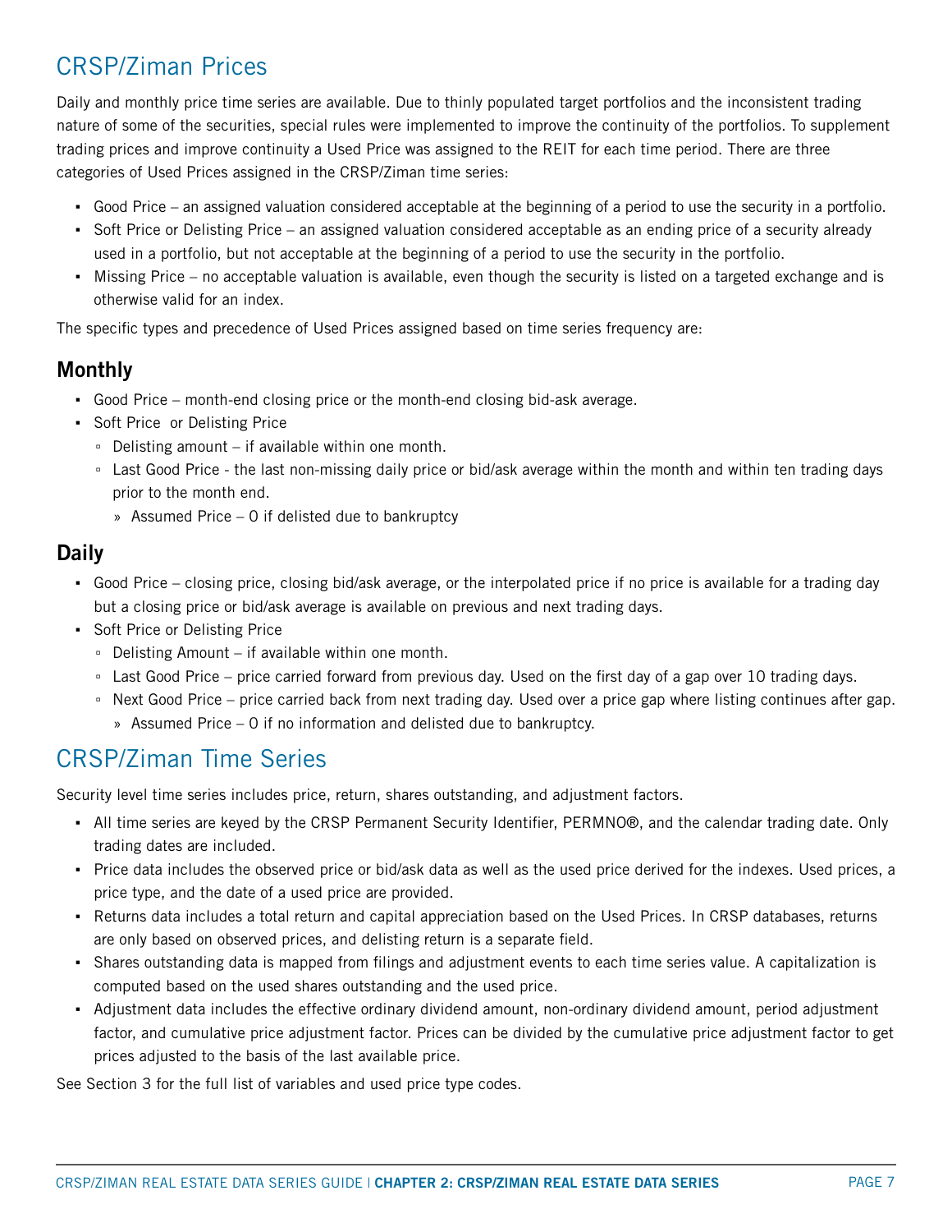## CRSP/Ziman Prices

Daily and monthly price time series are available. Due to thinly populated target portfolios and the inconsistent trading nature of some of the securities, special rules were implemented to improve the continuity of the portfolios. To supplement trading prices and improve continuity a Used Price was assigned to the REIT for each time period. There are three categories of Used Prices assigned in the CRSP/Ziman time series:

- Good Price – an assigned valuation considered acceptable at the beginning of a period to use the security in a portfolio.
- Soft Price or Delisting Price – an assigned valuation considered acceptable as an ending price of a security already used in a portfolio, but not acceptable at the beginning of a period to use the security in the portfolio.
- Missing Price – no acceptable valuation is available, even though the security is listed on a targeted exchange and is otherwise valid for an index.

The specific types and precedence of Used Prices assigned based on time series frequency are:

### Monthly

- Good Price – month-end closing price or the month-end closing bid-ask average.
- Soft Price or Delisting Price
  - Delisting amount – if available within one month.
  - Last Good Price - the last non-missing daily price or bid/ask average within the month and within ten trading days prior to the month end.
    - Assumed Price – 0 if delisted due to bankruptcy

### Daily

- Good Price – closing price, closing bid/ask average, or the interpolated price if no price is available for a trading day but a closing price or bid/ask average is available on previous and next trading days.
- Soft Price or Delisting Price
  - Delisting Amount – if available within one month.
  - Last Good Price – price carried forward from previous day. Used on the first day of a gap over 10 trading days.
  - Next Good Price – price carried back from next trading day. Used over a price gap where listing continues after gap.
    - Assumed Price – 0 if no information and delisted due to bankruptcy.

## CRSP/Ziman Time Series

Security level time series includes price, return, shares outstanding, and adjustment factors.

- All time series are keyed by the CRSP Permanent Security Identifier, PERMNO®, and the calendar trading date. Only trading dates are included.
- Price data includes the observed price or bid/ask data as well as the used price derived for the indexes. Used prices, a price type, and the date of a used price are provided.
- Returns data includes a total return and capital appreciation based on the Used Prices. In CRSP databases, returns are only based on observed prices, and delisting return is a separate field.
- Shares outstanding data is mapped from filings and adjustment events to each time series value. A capitalization is computed based on the used shares outstanding and the used price.
- Adjustment data includes the effective ordinary dividend amount, non-ordinary dividend amount, period adjustment factor, and cumulative price adjustment factor. Prices can be divided by the cumulative price adjustment factor to get prices adjusted to the basis of the last available price.

See Section 3 for the full list of variables and used price type codes.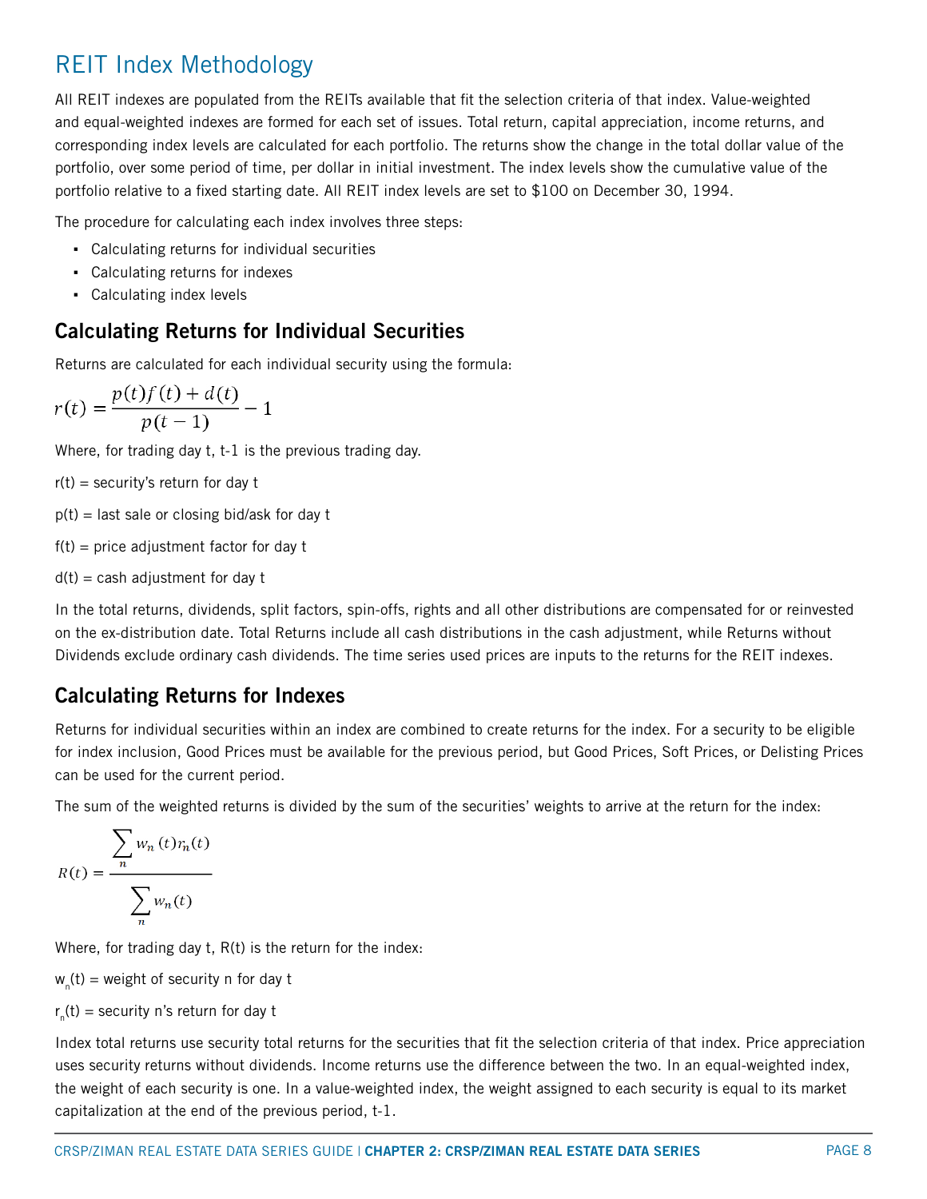# REIT Index Methodology

All REIT indexes are populated from the REITs available that fit the selection criteria of that index. Value-weighted and equal-weighted indexes are formed for each set of issues. Total return, capital appreciation, income returns, and corresponding index levels are calculated for each portfolio. The returns show the change in the total dollar value of the portfolio, over some period of time, per dollar in initial investment. The index levels show the cumulative value of the portfolio relative to a fixed starting date. All REIT index levels are set to $100 on December 30, 1994.

The procedure for calculating each index involves three steps:

- Calculating returns for individual securities
- Calculating returns for indexes
- Calculating index levels

## Calculating Returns for Individual Securities

Returns are calculated for each individual security using the formula:

$$r(t) = \frac{p(t)f(t) + d(t)}{p(t-1)} - 1$$

Where, for trading day t, t-1 is the previous trading day.

$r(t)$ = security's return for day t

$p(t)$ = last sale or closing bid/ask for day t

$f(t)$ = price adjustment factor for day t

$d(t)$ = cash adjustment for day t

In the total returns, dividends, split factors, spin-offs, rights and all other distributions are compensated for or reinvested on the ex-distribution date. Total Returns include all cash distributions in the cash adjustment, while Returns without Dividends exclude ordinary cash dividends. The time series used prices are inputs to the returns for the REIT indexes.

## Calculating Returns for Indexes

Returns for individual securities within an index are combined to create returns for the index. For a security to be eligible for index inclusion, Good Prices must be available for the previous period, but Good Prices, Soft Prices, or Delisting Prices can be used for the current period.

The sum of the weighted returns is divided by the sum of the securities' weights to arrive at the return for the index:

$$R(t) = \frac{\sum_{n} w_n(t) r_n(t)}{\sum_{n} w_n(t)}$$

Where, for trading day t, $R(t)$ is the return for the index:

$w_n(t)$ = weight of security n for day t

$r_n(t)$ = security n's return for day t

Index total returns use security total returns for the securities that fit the selection criteria of that index. Price appreciation uses security returns without dividends. Income returns use the difference between the two. In an equal-weighted index, the weight of each security is one. In a value-weighted index, the weight assigned to each security is equal to its market capitalization at the end of the previous period, t-1.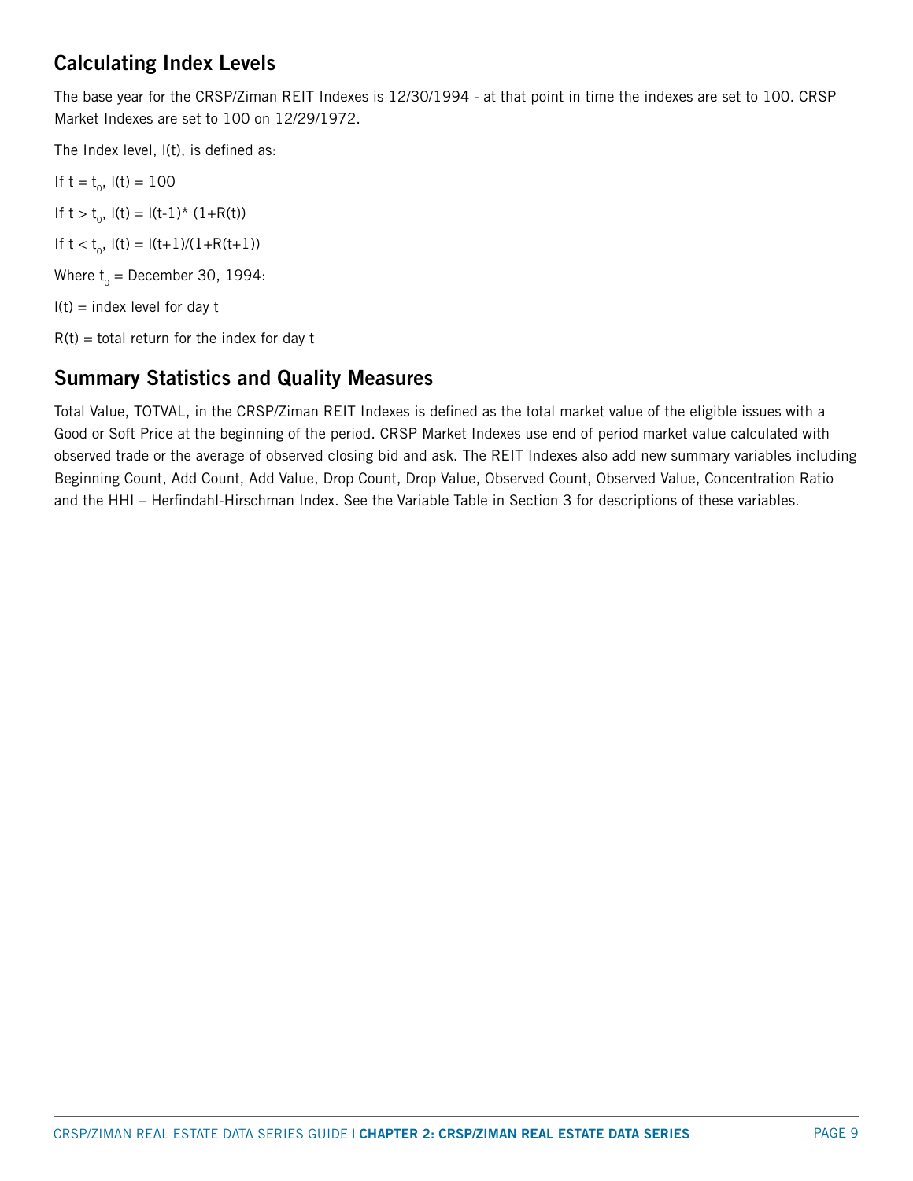## Calculating Index Levels

The base year for the CRSP/Ziman REIT Indexes is 12/30/1994 - at that point in time the indexes are set to 100. CRSP Market Indexes are set to 100 on 12/29/1972.

The Index level, I(t), is defined as:

If $t = t_0$, $I(t) = 100$

If $t > t_0$, $I(t) = I(t-1) * (1+R(t))$

If $t < t_0$, $I(t) = I(t+1)/(1+R(t+1))$

Where $t_0$ = December 30, 1994:

I(t) = index level for day t

R(t) = total return for the index for day t

## Summary Statistics and Quality Measures

Total Value, TOTVAL, in the CRSP/Ziman REIT Indexes is defined as the total market value of the eligible issues with a Good or Soft Price at the beginning of the period. CRSP Market Indexes use end of period market value calculated with observed trade or the average of observed closing bid and ask. The REIT Indexes also add new summary variables including Beginning Count, Add Count, Add Value, Drop Count, Drop Value, Observed Count, Observed Value, Concentration Ratio and the HHI – Herfindahl-Hirschman Index. See the Variable Table in Section 3 for descriptions of these variables.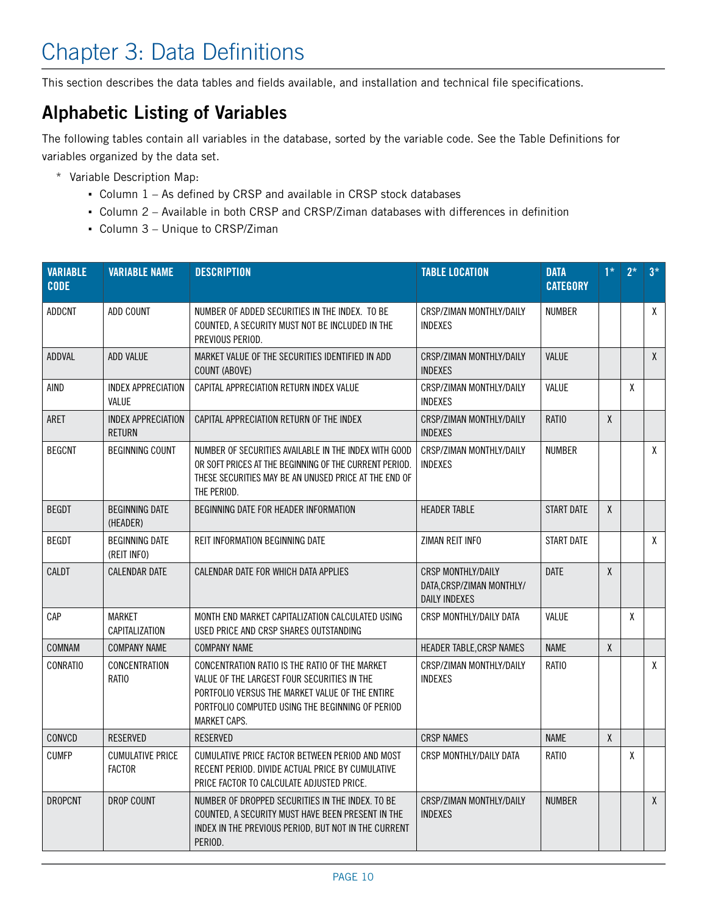# Chapter 3: Data Definitions

This section describes the data tables and fields available, and installation and technical file specifications.

## Alphabetic Listing of Variables

The following tables contain all variables in the database, sorted by the variable code. See the Table Definitions for variables organized by the data set.

* Variable Description Map:
  - Column 1 – As defined by CRSP and available in CRSP stock databases
  - Column 2 – Available in both CRSP and CRSP/Ziman databases with differences in definition
  - Column 3 – Unique to CRSP/Ziman

| VARIABLE CODE | VARIABLE NAME | DESCRIPTION | TABLE LOCATION | DATA CATEGORY | 1* | 2* | 3* |
|---|---|---|---|---|---|---|---|
| ADDCNT | ADD COUNT | NUMBER OF ADDED SECURITIES IN THE INDEX. TO BE COUNTED, A SECURITY MUST NOT BE INCLUDED IN THE PREVIOUS PERIOD. | CRSP/ZIMAN MONTHLY/DAILY INDEXES | NUMBER | | | X |
| ADDVAL | ADD VALUE | MARKET VALUE OF THE SECURITIES IDENTIFIED IN ADD COUNT (ABOVE) | CRSP/ZIMAN MONTHLY/DAILY INDEXES | VALUE | | | X |
| AIND | INDEX APPRECIATION VALUE | CAPITAL APPRECIATION RETURN INDEX VALUE | CRSP/ZIMAN MONTHLY/DAILY INDEXES | VALUE | | X | |
| ARET | INDEX APPRECIATION RETURN | CAPITAL APPRECIATION RETURN OF THE INDEX | CRSP/ZIMAN MONTHLY/DAILY INDEXES | RATIO | X | | |
| BEGCNT | BEGINNING COUNT | NUMBER OF SECURITIES AVAILABLE IN THE INDEX WITH GOOD OR SOFT PRICES AT THE BEGINNING OF THE CURRENT PERIOD. THESE SECURITIES MAY BE AN UNUSED PRICE AT THE END OF THE PERIOD. | CRSP/ZIMAN MONTHLY/DAILY INDEXES | NUMBER | | | X |
| BEGDT | BEGINNING DATE (HEADER) | BEGINNING DATE FOR HEADER INFORMATION | HEADER TABLE | START DATE | X | | |
| BEGDT | BEGINNING DATE (REIT INFO) | REIT INFORMATION BEGINNING DATE | ZIMAN REIT INFO | START DATE | | | X |
| CALDT | CALENDAR DATE | CALENDAR DATE FOR WHICH DATA APPLIES | CRSP MONTHLY/DAILY DATA,CRSP/ZIMAN MONTHLY/ DAILY INDEXES | DATE | X | | |
| CAP | MARKET CAPITALIZATION | MONTH END MARKET CAPITALIZATION CALCULATED USING USED PRICE AND CRSP SHARES OUTSTANDING | CRSP MONTHLY/DAILY DATA | VALUE | | X | |
| COMNAM | COMPANY NAME | COMPANY NAME | HEADER TABLE,CRSP NAMES | NAME | X | | |
| CONRATIO | CONCENTRATION RATIO | CONCENTRATION RATIO IS THE RATIO OF THE MARKET VALUE OF THE LARGEST FOUR SECURITIES IN THE PORTFOLIO VERSUS THE MARKET VALUE OF THE ENTIRE PORTFOLIO COMPUTED USING THE BEGINNING OF PERIOD MARKET CAPS. | CRSP/ZIMAN MONTHLY/DAILY INDEXES | RATIO | | | X |
| CONVCD | RESERVED | RESERVED | CRSP NAMES | NAME | X | | |
| CUMFP | CUMULATIVE PRICE FACTOR | CUMULATIVE PRICE FACTOR BETWEEN PERIOD AND MOST RECENT PERIOD. DIVIDE ACTUAL PRICE BY CUMULATIVE PRICE FACTOR TO CALCULATE ADJUSTED PRICE. | CRSP MONTHLY/DAILY DATA | RATIO | | X | |
| DROPCNT | DROP COUNT | NUMBER OF DROPPED SECURITIES IN THE INDEX. TO BE COUNTED, A SECURITY MUST HAVE BEEN PRESENT IN THE INDEX IN THE PREVIOUS PERIOD, BUT NOT IN THE CURRENT PERIOD. | CRSP/ZIMAN MONTHLY/DAILY INDEXES | NUMBER | | | X |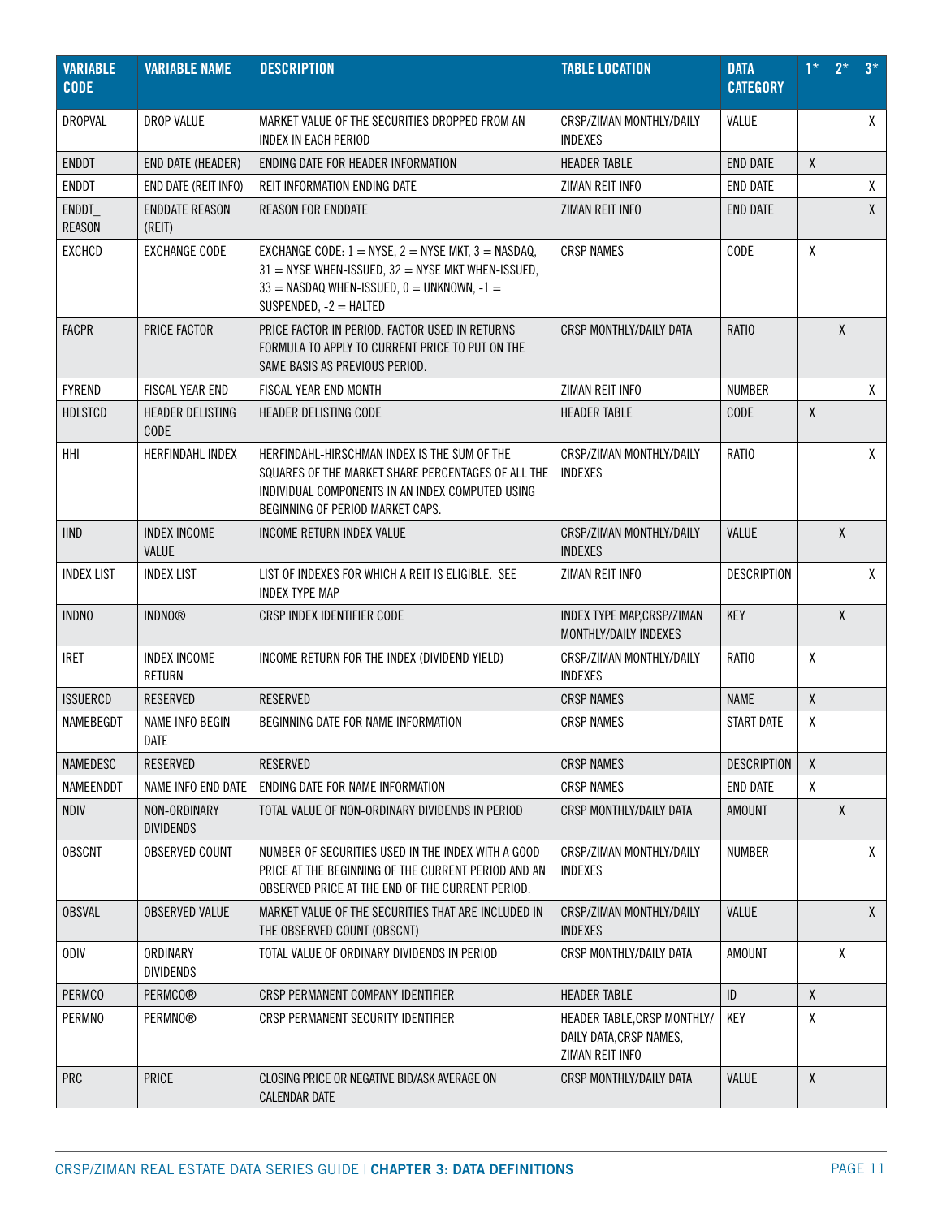| VARIABLE CODE | VARIABLE NAME | DESCRIPTION | TABLE LOCATION | DATA CATEGORY | 1* | 2* | 3* |
|---|---|---|---|---|---|---|---|
| DROPVAL | DROP VALUE | MARKET VALUE OF THE SECURITIES DROPPED FROM AN INDEX IN EACH PERIOD | CRSP/ZIMAN MONTHLY/DAILY INDEXES | VALUE | | | X |
| ENDDT | END DATE (HEADER) | ENDING DATE FOR HEADER INFORMATION | HEADER TABLE | END DATE | X | | |
| ENDDT | END DATE (REIT INFO) | REIT INFORMATION ENDING DATE | ZIMAN REIT INFO | END DATE | | | X |
| ENDDT_ REASON | ENDDATE REASON (REIT) | REASON FOR ENDDATE | ZIMAN REIT INFO | END DATE | | | X |
| EXCHCD | EXCHANGE CODE | EXCHANGE CODE: 1 = NYSE, 2 = NYSE MKT, 3 = NASDAQ, 31 = NYSE WHEN-ISSUED, 32 = NYSE MKT WHEN-ISSUED, 33 = NASDAQ WHEN-ISSUED, 0 = UNKNOWN, -1 = SUSPENDED, -2 = HALTED | CRSP NAMES | CODE | X | | |
| FACPR | PRICE FACTOR | PRICE FACTOR IN PERIOD. FACTOR USED IN RETURNS FORMULA TO APPLY TO CURRENT PRICE TO PUT ON THE SAME BASIS AS PREVIOUS PERIOD. | CRSP MONTHLY/DAILY DATA | RATIO | | X | |
| FYREND | FISCAL YEAR END | FISCAL YEAR END MONTH | ZIMAN REIT INFO | NUMBER | | | X |
| HDLSTCD | HEADER DELISTING CODE | HEADER DELISTING CODE | HEADER TABLE | CODE | X | | |
| HHI | HERFINDAHL INDEX | HERFINDAHL-HIRSCHMAN INDEX IS THE SUM OF THE SQUARES OF THE MARKET SHARE PERCENTAGES OF ALL THE INDIVIDUAL COMPONENTS IN AN INDEX COMPUTED USING BEGINNING OF PERIOD MARKET CAPS. | CRSP/ZIMAN MONTHLY/DAILY INDEXES | RATIO | | | X |
| IIND | INDEX INCOME VALUE | INCOME RETURN INDEX VALUE | CRSP/ZIMAN MONTHLY/DAILY INDEXES | VALUE | | X | |
| INDEX LIST | INDEX LIST | LIST OF INDEXES FOR WHICH A REIT IS ELIGIBLE. SEE INDEX TYPE MAP | ZIMAN REIT INFO | DESCRIPTION | | | X |
| INDNO | INDNO® | CRSP INDEX IDENTIFIER CODE | INDEX TYPE MAP,CRSP/ZIMAN MONTHLY/DAILY INDEXES | KEY | | X | |
| IRET | INDEX INCOME RETURN | INCOME RETURN FOR THE INDEX (DIVIDEND YIELD) | CRSP/ZIMAN MONTHLY/DAILY INDEXES | RATIO | X | | |
| ISSUERCD | RESERVED | RESERVED | CRSP NAMES | NAME | X | | |
| NAMEBEGDT | NAME INFO BEGIN DATE | BEGINNING DATE FOR NAME INFORMATION | CRSP NAMES | START DATE | X | | |
| NAMEDESC | RESERVED | RESERVED | CRSP NAMES | DESCRIPTION | X | | |
| NAMEENDDT | NAME INFO END DATE | ENDING DATE FOR NAME INFORMATION | CRSP NAMES | END DATE | X | | |
| NDIV | NON-ORDINARY DIVIDENDS | TOTAL VALUE OF NON-ORDINARY DIVIDENDS IN PERIOD | CRSP MONTHLY/DAILY DATA | AMOUNT | | X | |
| OBSCNT | OBSERVED COUNT | NUMBER OF SECURITIES USED IN THE INDEX WITH A GOOD PRICE AT THE BEGINNING OF THE CURRENT PERIOD AND AN OBSERVED PRICE AT THE END OF THE CURRENT PERIOD. | CRSP/ZIMAN MONTHLY/DAILY INDEXES | NUMBER | | | X |
| OBSVAL | OBSERVED VALUE | MARKET VALUE OF THE SECURITIES THAT ARE INCLUDED IN THE OBSERVED COUNT (OBSCNT) | CRSP/ZIMAN MONTHLY/DAILY INDEXES | VALUE | | | X |
| ODIV | ORDINARY DIVIDENDS | TOTAL VALUE OF ORDINARY DIVIDENDS IN PERIOD | CRSP MONTHLY/DAILY DATA | AMOUNT | | X | |
| PERMCO | PERMCO® | CRSP PERMANENT COMPANY IDENTIFIER | HEADER TABLE | ID | X | | |
| PERMNO | PERMNO® | CRSP PERMANENT SECURITY IDENTIFIER | HEADER TABLE,CRSP MONTHLY/DAILY DATA,CRSP NAMES, ZIMAN REIT INFO | KEY | X | | |
| PRC | PRICE | CLOSING PRICE OR NEGATIVE BID/ASK AVERAGE ON CALENDAR DATE | CRSP MONTHLY/DAILY DATA | VALUE | X | | |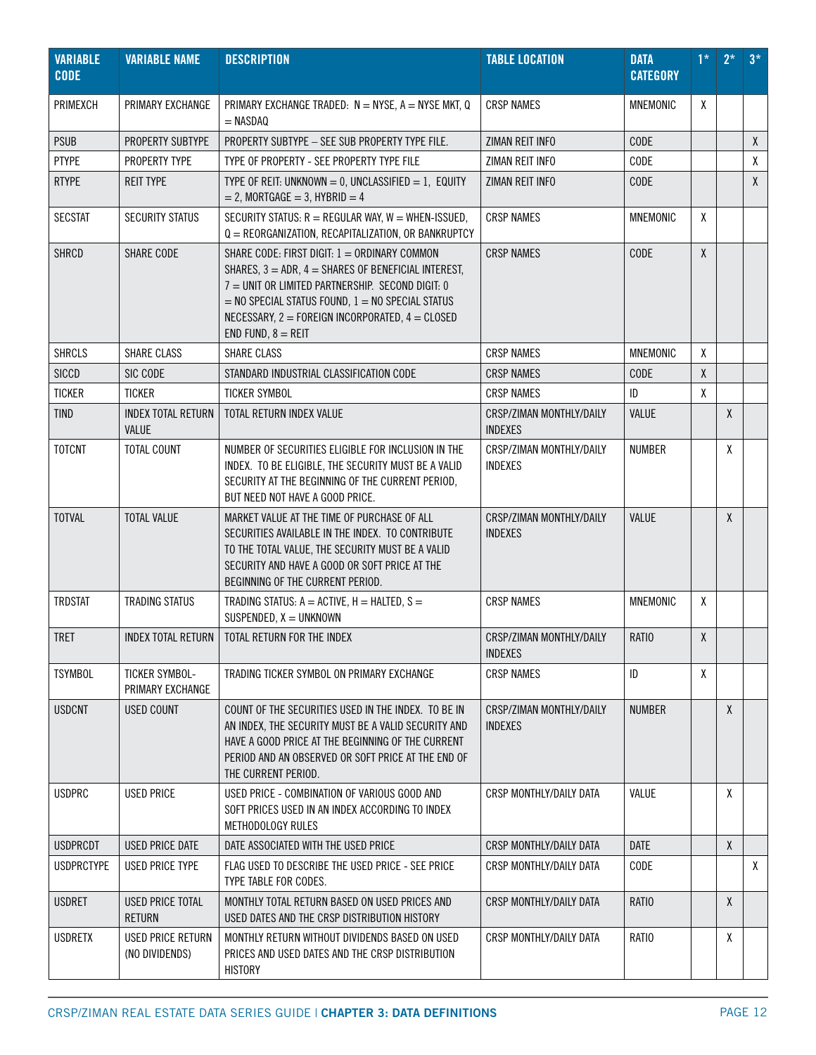| VARIABLE CODE | VARIABLE NAME | DESCRIPTION | TABLE LOCATION | DATA CATEGORY | 1* | 2* | 3* |
|---|---|---|---|---|---|---|---|
| PRIMEXCH | PRIMARY EXCHANGE | PRIMARY EXCHANGE TRADED: N = NYSE, A = NYSE MKT, Q = NASDAQ | CRSP NAMES | MNEMONIC | X | | |
| PSUB | PROPERTY SUBTYPE | PROPERTY SUBTYPE – SEE SUB PROPERTY TYPE FILE. | ZIMAN REIT INFO | CODE | | | X |
| PTYPE | PROPERTY TYPE | TYPE OF PROPERTY - SEE PROPERTY TYPE FILE | ZIMAN REIT INFO | CODE | | | X |
| RTYPE | REIT TYPE | TYPE OF REIT: UNKNOWN = 0, UNCLASSIFIED = 1, EQUITY = 2, MORTGAGE = 3, HYBRID = 4 | ZIMAN REIT INFO | CODE | | | X |
| SECSTAT | SECURITY STATUS | SECURITY STATUS: R = REGULAR WAY, W = WHEN-ISSUED, Q = REORGANIZATION, RECAPITALIZATION, OR BANKRUPTCY | CRSP NAMES | MNEMONIC | X | | |
| SHRCD | SHARE CODE | SHARE CODE: FIRST DIGIT: 1 = ORDINARY COMMON SHARES, 3 = ADR, 4 = SHARES OF BENEFICIAL INTEREST, 7 = UNIT OR LIMITED PARTNERSHIP. SECOND DIGIT: 0 = NO SPECIAL STATUS FOUND, 1 = NO SPECIAL STATUS NECESSARY, 2 = FOREIGN INCORPORATED, 4 = CLOSED END FUND, 8 = REIT | CRSP NAMES | CODE | X | | |
| SHRCLS | SHARE CLASS | SHARE CLASS | CRSP NAMES | MNEMONIC | X | | |
| SICCD | SIC CODE | STANDARD INDUSTRIAL CLASSIFICATION CODE | CRSP NAMES | CODE | X | | |
| TICKER | TICKER | TICKER SYMBOL | CRSP NAMES | ID | X | | |
| TIND | INDEX TOTAL RETURN VALUE | TOTAL RETURN INDEX VALUE | CRSP/ZIMAN MONTHLY/DAILY INDEXES | VALUE | | X | |
| TOTCNT | TOTAL COUNT | NUMBER OF SECURITIES ELIGIBLE FOR INCLUSION IN THE INDEX. TO BE ELIGIBLE, THE SECURITY MUST BE A VALID SECURITY AT THE BEGINNING OF THE CURRENT PERIOD, BUT NEED NOT HAVE A GOOD PRICE. | CRSP/ZIMAN MONTHLY/DAILY INDEXES | NUMBER | | X | |
| TOTVAL | TOTAL VALUE | MARKET VALUE AT THE TIME OF PURCHASE OF ALL SECURITIES AVAILABLE IN THE INDEX. TO CONTRIBUTE TO THE TOTAL VALUE, THE SECURITY MUST BE A VALID SECURITY AND HAVE A GOOD OR SOFT PRICE AT THE BEGINNING OF THE CURRENT PERIOD. | CRSP/ZIMAN MONTHLY/DAILY INDEXES | VALUE | | X | |
| TRDSTAT | TRADING STATUS | TRADING STATUS: A = ACTIVE, H = HALTED, S = SUSPENDED, X = UNKNOWN | CRSP NAMES | MNEMONIC | X | | |
| TRET | INDEX TOTAL RETURN | TOTAL RETURN FOR THE INDEX | CRSP/ZIMAN MONTHLY/DAILY INDEXES | RATIO | X | | |
| TSYMBOL | TICKER SYMBOL-PRIMARY EXCHANGE | TRADING TICKER SYMBOL ON PRIMARY EXCHANGE | CRSP NAMES | ID | X | | |
| USDCNT | USED COUNT | COUNT OF THE SECURITIES USED IN THE INDEX. TO BE IN AN INDEX, THE SECURITY MUST BE A VALID SECURITY AND HAVE A GOOD PRICE AT THE BEGINNING OF THE CURRENT PERIOD AND AN OBSERVED OR SOFT PRICE AT THE END OF THE CURRENT PERIOD. | CRSP/ZIMAN MONTHLY/DAILY INDEXES | NUMBER | | X | |
| USDPRC | USED PRICE | USED PRICE - COMBINATION OF VARIOUS GOOD AND SOFT PRICES USED IN AN INDEX ACCORDING TO INDEX METHODOLOGY RULES | CRSP MONTHLY/DAILY DATA | VALUE | | X | |
| USDPRCDT | USED PRICE DATE | DATE ASSOCIATED WITH THE USED PRICE | CRSP MONTHLY/DAILY DATA | DATE | | X | |
| USDPRCTYPE | USED PRICE TYPE | FLAG USED TO DESCRIBE THE USED PRICE - SEE PRICE TYPE TABLE FOR CODES. | CRSP MONTHLY/DAILY DATA | CODE | | | X |
| USDRET | USED PRICE TOTAL RETURN | MONTHLY TOTAL RETURN BASED ON USED PRICES AND USED DATES AND THE CRSP DISTRIBUTION HISTORY | CRSP MONTHLY/DAILY DATA | RATIO | | X | |
| USDRETX | USED PRICE RETURN (NO DIVIDENDS) | MONTHLY RETURN WITHOUT DIVIDENDS BASED ON USED PRICES AND USED DATES AND THE CRSP DISTRIBUTION HISTORY | CRSP MONTHLY/DAILY DATA | RATIO | | X | |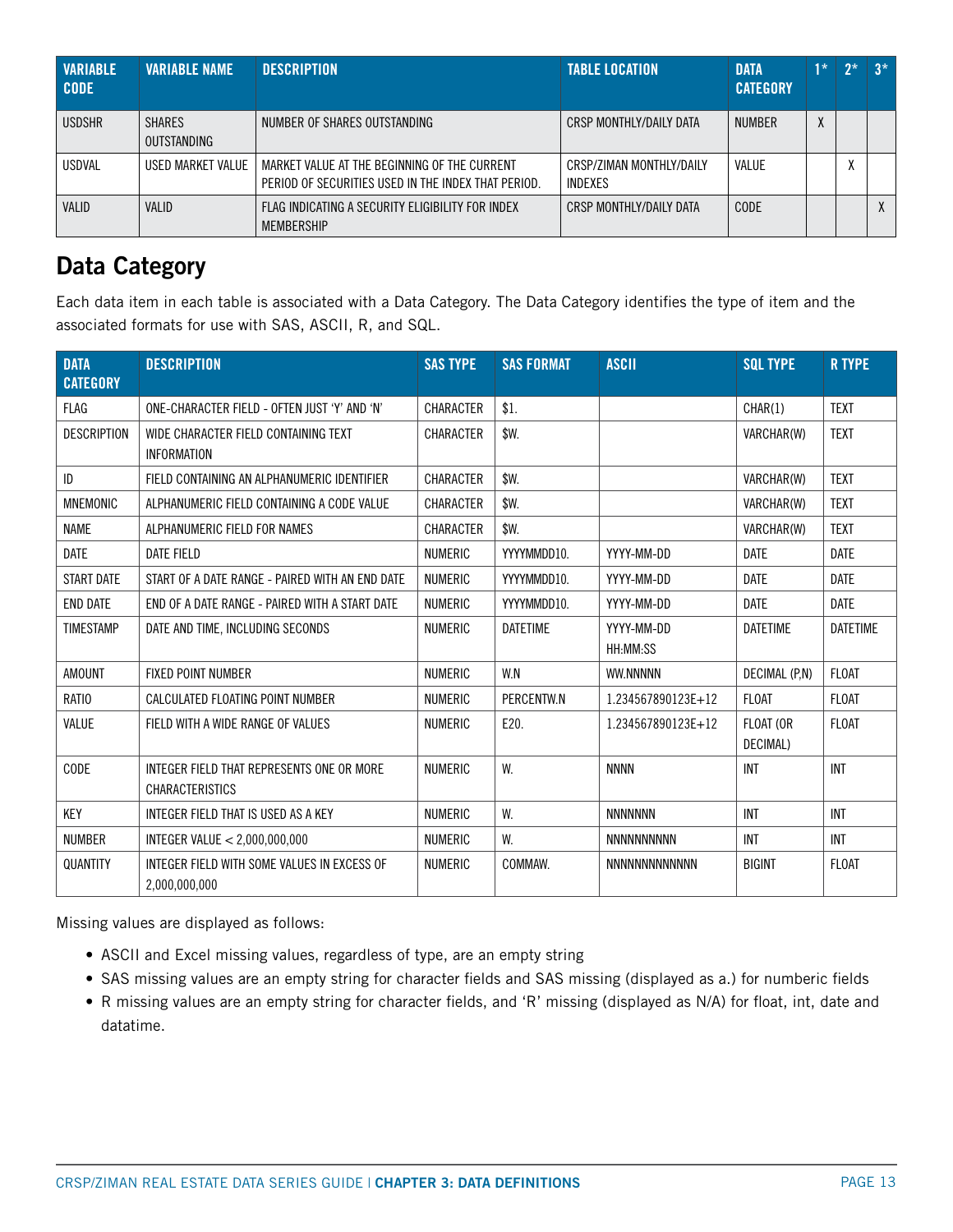| VARIABLE CODE | VARIABLE NAME | DESCRIPTION | TABLE LOCATION | DATA CATEGORY | 1* | 2* | 3* |
|---|---|---|---|---|---|---|---|
| USDSHR | SHARES OUTSTANDING | NUMBER OF SHARES OUTSTANDING | CRSP MONTHLY/DAILY DATA | NUMBER | X | | |
| USDVAL | USED MARKET VALUE | MARKET VALUE AT THE BEGINNING OF THE CURRENT PERIOD OF SECURITIES USED IN THE INDEX THAT PERIOD. | CRSP/ZIMAN MONTHLY/DAILY INDEXES | VALUE | | X | |
| VALID | VALID | FLAG INDICATING A SECURITY ELIGIBILITY FOR INDEX MEMBERSHIP | CRSP MONTHLY/DAILY DATA | CODE | | | X |

## Data Category

Each data item in each table is associated with a Data Category. The Data Category identifies the type of item and the associated formats for use with SAS, ASCII, R, and SQL.

| DATA CATEGORY | DESCRIPTION | SAS TYPE | SAS FORMAT | ASCII | SQL TYPE | R TYPE |
|---|---|---|---|---|---|---|
| FLAG | ONE-CHARACTER FIELD - OFTEN JUST 'Y' AND 'N' | CHARACTER | $1. | | CHAR(1) | TEXT |
| DESCRIPTION | WIDE CHARACTER FIELD CONTAINING TEXT INFORMATION | CHARACTER | $W. | | VARCHAR(W) | TEXT |
| ID | FIELD CONTAINING AN ALPHANUMERIC IDENTIFIER | CHARACTER | $W. | | VARCHAR(W) | TEXT |
| MNEMONIC | ALPHANUMERIC FIELD CONTAINING A CODE VALUE | CHARACTER | $W. | | VARCHAR(W) | TEXT |
| NAME | ALPHANUMERIC FIELD FOR NAMES | CHARACTER | $W. | | VARCHAR(W) | TEXT |
| DATE | DATE FIELD | NUMERIC | YYYYMMDD10. | YYYY-MM-DD | DATE | DATE |
| START DATE | START OF A DATE RANGE - PAIRED WITH AN END DATE | NUMERIC | YYYYMMDD10. | YYYY-MM-DD | DATE | DATE |
| END DATE | END OF A DATE RANGE - PAIRED WITH A START DATE | NUMERIC | YYYYMMDD10. | YYYY-MM-DD | DATE | DATE |
| TIMESTAMP | DATE AND TIME, INCLUDING SECONDS | NUMERIC | DATETIME | YYYY-MM-DD HH:MM:SS | DATETIME | DATETIME |
| AMOUNT | FIXED POINT NUMBER | NUMERIC | W.N | WW.NNNNN | DECIMAL (P,N) | FLOAT |
| RATIO | CALCULATED FLOATING POINT NUMBER | NUMERIC | PERCENTW.N | 1.234567890123E+12 | FLOAT | FLOAT |
| VALUE | FIELD WITH A WIDE RANGE OF VALUES | NUMERIC | E20. | 1.234567890123E+12 | FLOAT (OR DECIMAL) | FLOAT |
| CODE | INTEGER FIELD THAT REPRESENTS ONE OR MORE CHARACTERISTICS | NUMERIC | W. | NNNN | INT | INT |
| KEY | INTEGER FIELD THAT IS USED AS A KEY | NUMERIC | W. | NNNNNNN | INT | INT |
| NUMBER | INTEGER VALUE < 2,000,000,000 | NUMERIC | W. | NNNNNNNNNN | INT | INT |
| QUANTITY | INTEGER FIELD WITH SOME VALUES IN EXCESS OF 2,000,000,000 | NUMERIC | COMMAW. | NNNNNNNNNNNNN | BIGINT | FLOAT |

Missing values are displayed as follows:

- ASCII and Excel missing values, regardless of type, are an empty string
- SAS missing values are an empty string for character fields and SAS missing (displayed as a.) for numberic fields
- R missing values are an empty string for character fields, and 'R' missing (displayed as N/A) for float, int, date and datatime.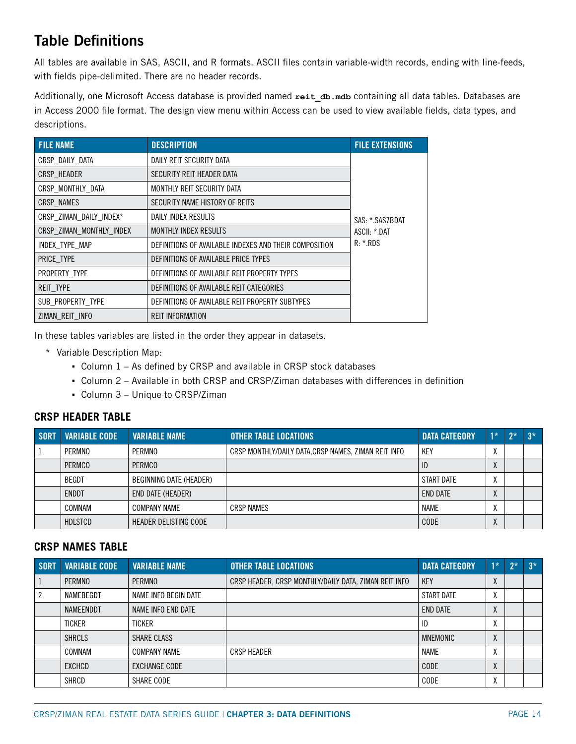## Table Definitions

All tables are available in SAS, ASCII, and R formats. ASCII files contain variable-width records, ending with line-feeds, with fields pipe-delimited. There are no header records.

Additionally, one Microsoft Access database is provided named `reit_db.mdb` containing all data tables. Databases are in Access 2000 file format. The design view menu within Access can be used to view available fields, data types, and descriptions.

| FILE NAME | DESCRIPTION | FILE EXTENSIONS |
|---|---|---|
| CRSP_DAILY_DATA | DAILY REIT SECURITY DATA | SAS: *.SAS7BDAT<br>ASCII: *.DAT<br>R: *.RDS |
| CRSP_HEADER | SECURITY REIT HEADER DATA | |
| CRSP_MONTHLY_DATA | MONTHLY REIT SECURITY DATA | |
| CRSP_NAMES | SECURITY NAME HISTORY OF REITS | |
| CRSP_ZIMAN_DAILY_INDEX* | DAILY INDEX RESULTS | |
| CRSP_ZIMAN_MONTHLY_INDEX | MONTHLY INDEX RESULTS | |
| INDEX_TYPE_MAP | DEFINITIONS OF AVAILABLE INDEXES AND THEIR COMPOSITION | |
| PRICE_TYPE | DEFINITIONS OF AVAILABLE PRICE TYPES | |
| PROPERTY_TYPE | DEFINITIONS OF AVAILABLE REIT PROPERTY TYPES | |
| REIT_TYPE | DEFINITIONS OF AVAILABLE REIT CATEGORIES | |
| SUB_PROPERTY_TYPE | DEFINITIONS OF AVAILABLE REIT PROPERTY SUBTYPES | |
| ZIMAN_REIT_INFO | REIT INFORMATION | |

In these tables variables are listed in the order they appear in datasets.

* Variable Description Map:
  - Column 1 – As defined by CRSP and available in CRSP stock databases
  - Column 2 – Available in both CRSP and CRSP/Ziman databases with differences in definition
  - Column 3 – Unique to CRSP/Ziman

### CRSP HEADER TABLE

| SORT | VARIABLE CODE | VARIABLE NAME | OTHER TABLE LOCATIONS | DATA CATEGORY | 1* | 2* | 3* |
|---|---|---|---|---|---|---|---|
| 1 | PERMNO | PERMNO | CRSP MONTHLY/DAILY DATA,CRSP NAMES, ZIMAN REIT INFO | KEY | X | | |
| | PERMCO | PERMCO | | ID | X | | |
| | BEGDT | BEGINNING DATE (HEADER) | | START DATE | X | | |
| | ENDDT | END DATE (HEADER) | | END DATE | X | | |
| | COMNAM | COMPANY NAME | CRSP NAMES | NAME | X | | |
| | HDLSTCD | HEADER DELISTING CODE | | CODE | X | | |

### CRSP NAMES TABLE

| SORT | VARIABLE CODE | VARIABLE NAME | OTHER TABLE LOCATIONS | DATA CATEGORY | 1* | 2* | 3* |
|---|---|---|---|---|---|---|---|
| 1 | PERMNO | PERMNO | CRSP HEADER, CRSP MONTHLY/DAILY DATA, ZIMAN REIT INFO | KEY | X | | |
| 2 | NAMEBEGDT | NAME INFO BEGIN DATE | | START DATE | X | | |
| | NAMEENDDT | NAME INFO END DATE | | END DATE | X | | |
| | TICKER | TICKER | | ID | X | | |
| | SHRCLS | SHARE CLASS | | MNEMONIC | X | | |
| | COMNAM | COMPANY NAME | CRSP HEADER | NAME | X | | |
| | EXCHCD | EXCHANGE CODE | | CODE | X | | |
| | SHRCD | SHARE CODE | | CODE | X | | |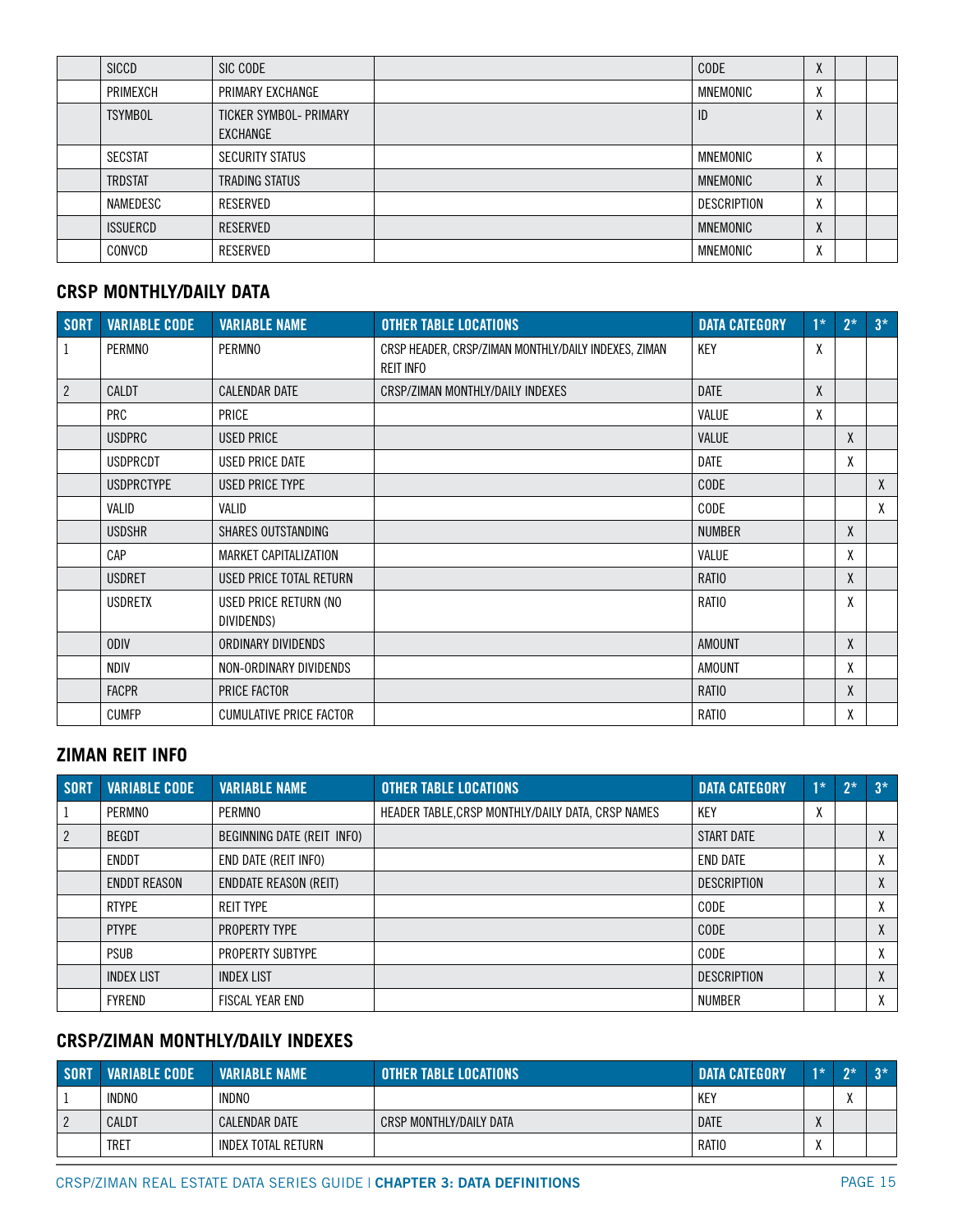| | | | | | | | |
|---|---|---|---|---|---|---|---|
| | SICCD | SIC CODE | | CODE | X | | |
| | PRIMEXCH | PRIMARY EXCHANGE | | MNEMONIC | X | | |
| | TSYMBOL | TICKER SYMBOL- PRIMARY EXCHANGE | | ID | X | | |
| | SECSTAT | SECURITY STATUS | | MNEMONIC | X | | |
| | TRDSTAT | TRADING STATUS | | MNEMONIC | X | | |
| | NAMEDESC | RESERVED | | DESCRIPTION | X | | |
| | ISSUERCD | RESERVED | | MNEMONIC | X | | |
| | CONVCD | RESERVED | | MNEMONIC | X | | |

## CRSP MONTHLY/DAILY DATA

| SORT | VARIABLE CODE | VARIABLE NAME | OTHER TABLE LOCATIONS | DATA CATEGORY | 1* | 2* | 3* |
|---|---|---|---|---|---|---|---|
| 1 | PERMNO | PERMNO | CRSP HEADER, CRSP/ZIMAN MONTHLY/DAILY INDEXES, ZIMAN REIT INFO | KEY | X | | |
| 2 | CALDT | CALENDAR DATE | CRSP/ZIMAN MONTHLY/DAILY INDEXES | DATE | X | | |
| | PRC | PRICE | | VALUE | X | | |
| | USDPRC | USED PRICE | | VALUE | | X | |
| | USDPRCDT | USED PRICE DATE | | DATE | | X | |
| | USDPRCTYPE | USED PRICE TYPE | | CODE | | | X |
| | VALID | VALID | | CODE | | | X |
| | USDSHR | SHARES OUTSTANDING | | NUMBER | | X | |
| | CAP | MARKET CAPITALIZATION | | VALUE | | X | |
| | USDRET | USED PRICE TOTAL RETURN | | RATIO | | X | |
| | USDRETX | USED PRICE RETURN (NO DIVIDENDS) | | RATIO | | X | |
| | ODIV | ORDINARY DIVIDENDS | | AMOUNT | | X | |
| | NDIV | NON-ORDINARY DIVIDENDS | | AMOUNT | | X | |
| | FACPR | PRICE FACTOR | | RATIO | | X | |
| | CUMFP | CUMULATIVE PRICE FACTOR | | RATIO | | X | |

## ZIMAN REIT INFO

| SORT | VARIABLE CODE | VARIABLE NAME | OTHER TABLE LOCATIONS | DATA CATEGORY | 1* | 2* | 3* |
|---|---|---|---|---|---|---|---|
| 1 | PERMNO | PERMNO | HEADER TABLE,CRSP MONTHLY/DAILY DATA, CRSP NAMES | KEY | X | | |
| 2 | BEGDT | BEGINNING DATE (REIT INFO) | | START DATE | | | X |
| | ENDDT | END DATE (REIT INFO) | | END DATE | | | X |
| | ENDDT REASON | ENDDATE REASON (REIT) | | DESCRIPTION | | | X |
| | RTYPE | REIT TYPE | | CODE | | | X |
| | PTYPE | PROPERTY TYPE | | CODE | | | X |
| | PSUB | PROPERTY SUBTYPE | | CODE | | | X |
| | INDEX LIST | INDEX LIST | | DESCRIPTION | | | X |
| | FYREND | FISCAL YEAR END | | NUMBER | | | X |

## CRSP/ZIMAN MONTHLY/DAILY INDEXES

| SORT | VARIABLE CODE | VARIABLE NAME | OTHER TABLE LOCATIONS | DATA CATEGORY | 1* | 2* | 3* |
|---|---|---|---|---|---|---|---|
| 1 | INDNO | INDNO | | KEY | | X | |
| 2 | CALDT | CALENDAR DATE | CRSP MONTHLY/DAILY DATA | DATE | X | | |
| | TRET | INDEX TOTAL RETURN | | RATIO | X | | |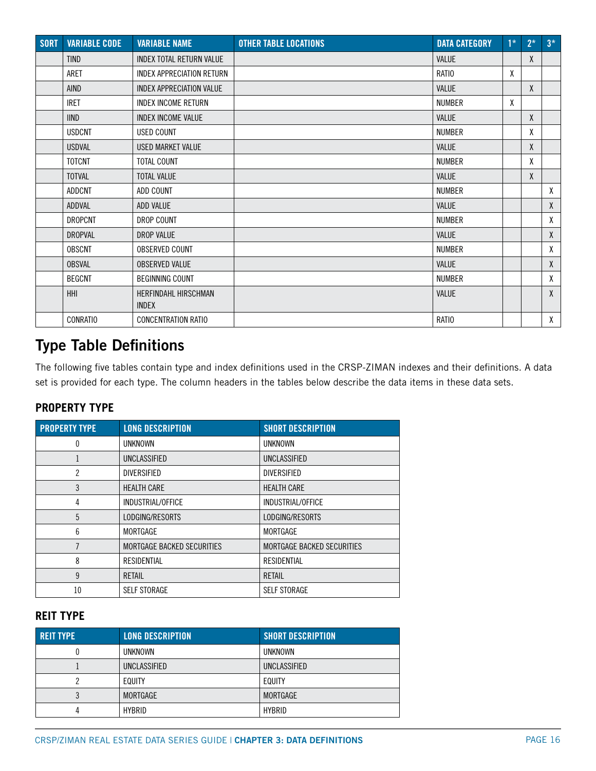| SORT | VARIABLE CODE | VARIABLE NAME | OTHER TABLE LOCATIONS | DATA CATEGORY | 1* | 2* | 3* |
|---|---|---|---|---|---|---|---|
| | TIND | INDEX TOTAL RETURN VALUE | | VALUE | | X | |
| | ARET | INDEX APPRECIATION RETURN | | RATIO | X | | |
| | AIND | INDEX APPRECIATION VALUE | | VALUE | | X | |
| | IRET | INDEX INCOME RETURN | | NUMBER | X | | |
| | IIND | INDEX INCOME VALUE | | VALUE | | X | |
| | USDCNT | USED COUNT | | NUMBER | | X | |
| | USDVAL | USED MARKET VALUE | | VALUE | | X | |
| | TOTCNT | TOTAL COUNT | | NUMBER | | X | |
| | TOTVAL | TOTAL VALUE | | VALUE | | X | |
| | ADDCNT | ADD COUNT | | NUMBER | | | X |
| | ADDVAL | ADD VALUE | | VALUE | | | X |
| | DROPCNT | DROP COUNT | | NUMBER | | | X |
| | DROPVAL | DROP VALUE | | VALUE | | | X |
| | OBSCNT | OBSERVED COUNT | | NUMBER | | | X |
| | OBSVAL | OBSERVED VALUE | | VALUE | | | X |
| | BEGCNT | BEGINNING COUNT | | NUMBER | | | X |
| | HHI | HERFINDAHL HIRSCHMAN INDEX | | VALUE | | | X |
| | CONRATIO | CONCENTRATION RATIO | | RATIO | | | X |

## Type Table Definitions

The following five tables contain type and index definitions used in the CRSP-ZIMAN indexes and their definitions. A data set is provided for each type. The column headers in the tables below describe the data items in these data sets.

### PROPERTY TYPE

| PROPERTY TYPE | LONG DESCRIPTION | SHORT DESCRIPTION |
|---|---|---|
| 0 | UNKNOWN | UNKNOWN |
| 1 | UNCLASSIFIED | UNCLASSIFIED |
| 2 | DIVERSIFIED | DIVERSIFIED |
| 3 | HEALTH CARE | HEALTH CARE |
| 4 | INDUSTRIAL/OFFICE | INDUSTRIAL/OFFICE |
| 5 | LODGING/RESORTS | LODGING/RESORTS |
| 6 | MORTGAGE | MORTGAGE |
| 7 | MORTGAGE BACKED SECURITIES | MORTGAGE BACKED SECURITIES |
| 8 | RESIDENTIAL | RESIDENTIAL |
| 9 | RETAIL | RETAIL |
| 10 | SELF STORAGE | SELF STORAGE |

### REIT TYPE

| REIT TYPE | LONG DESCRIPTION | SHORT DESCRIPTION |
|---|---|---|
| 0 | UNKNOWN | UNKNOWN |
| 1 | UNCLASSIFIED | UNCLASSIFIED |
| 2 | EQUITY | EQUITY |
| 3 | MORTGAGE | MORTGAGE |
| 4 | HYBRID | HYBRID |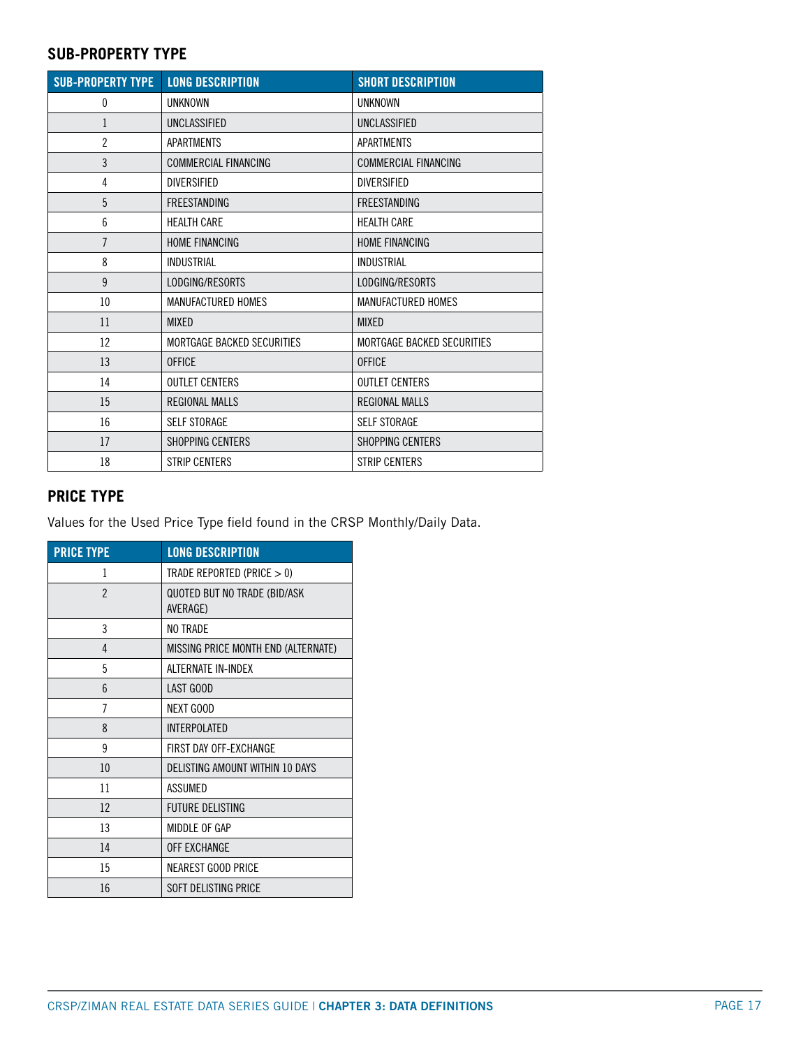### SUB-PROPERTY TYPE

| SUB-PROPERTY TYPE | LONG DESCRIPTION | SHORT DESCRIPTION |
|---|---|---|
| 0 | UNKNOWN | UNKNOWN |
| 1 | UNCLASSIFIED | UNCLASSIFIED |
| 2 | APARTMENTS | APARTMENTS |
| 3 | COMMERCIAL FINANCING | COMMERCIAL FINANCING |
| 4 | DIVERSIFIED | DIVERSIFIED |
| 5 | FREESTANDING | FREESTANDING |
| 6 | HEALTH CARE | HEALTH CARE |
| 7 | HOME FINANCING | HOME FINANCING |
| 8 | INDUSTRIAL | INDUSTRIAL |
| 9 | LODGING/RESORTS | LODGING/RESORTS |
| 10 | MANUFACTURED HOMES | MANUFACTURED HOMES |
| 11 | MIXED | MIXED |
| 12 | MORTGAGE BACKED SECURITIES | MORTGAGE BACKED SECURITIES |
| 13 | OFFICE | OFFICE |
| 14 | OUTLET CENTERS | OUTLET CENTERS |
| 15 | REGIONAL MALLS | REGIONAL MALLS |
| 16 | SELF STORAGE | SELF STORAGE |
| 17 | SHOPPING CENTERS | SHOPPING CENTERS |
| 18 | STRIP CENTERS | STRIP CENTERS |

### PRICE TYPE

Values for the Used Price Type field found in the CRSP Monthly/Daily Data.

| PRICE TYPE | LONG DESCRIPTION |
|---|---|
| 1 | TRADE REPORTED (PRICE > 0) |
| 2 | QUOTED BUT NO TRADE (BID/ASK AVERAGE) |
| 3 | NO TRADE |
| 4 | MISSING PRICE MONTH END (ALTERNATE) |
| 5 | ALTERNATE IN-INDEX |
| 6 | LAST GOOD |
| 7 | NEXT GOOD |
| 8 | INTERPOLATED |
| 9 | FIRST DAY OFF-EXCHANGE |
| 10 | DELISTING AMOUNT WITHIN 10 DAYS |
| 11 | ASSUMED |
| 12 | FUTURE DELISTING |
| 13 | MIDDLE OF GAP |
| 14 | OFF EXCHANGE |
| 15 | NEAREST GOOD PRICE |
| 16 | SOFT DELISTING PRICE |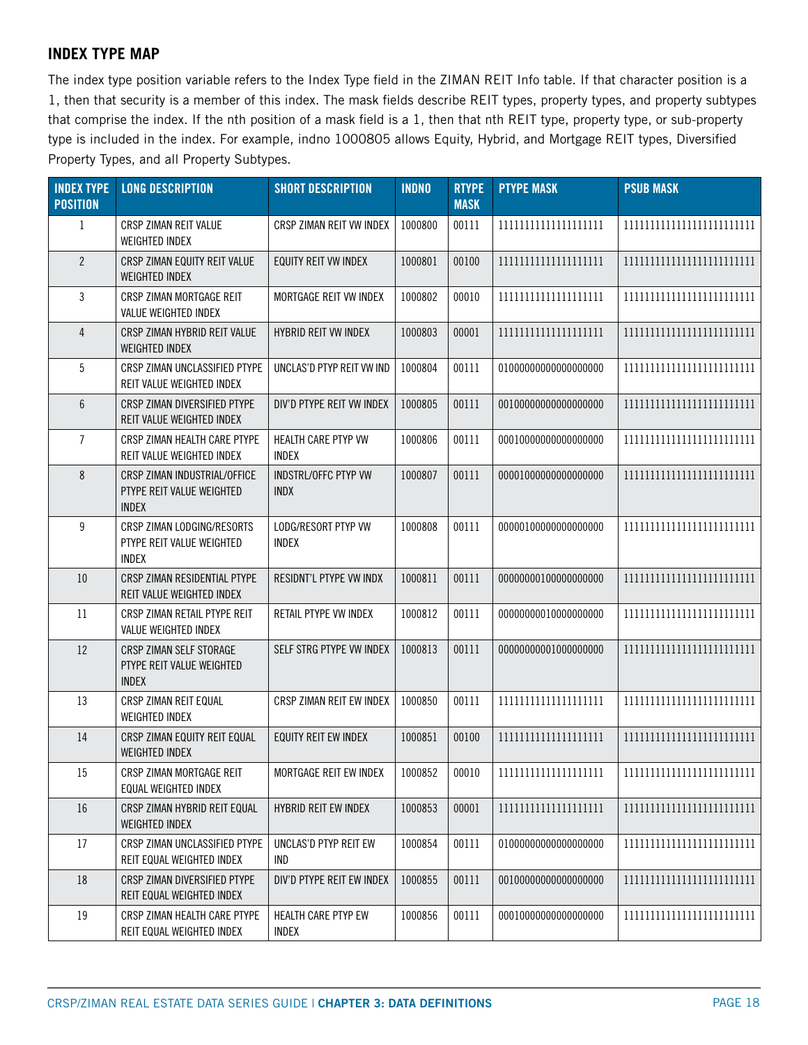## INDEX TYPE MAP

The index type position variable refers to the Index Type field in the ZIMAN REIT Info table. If that character position is a 1, then that security is a member of this index. The mask fields describe REIT types, property types, and property subtypes that comprise the index. If the nth position of a mask field is a 1, then that nth REIT type, property type, or sub-property type is included in the index. For example, indno 1000805 allows Equity, Hybrid, and Mortgage REIT types, Diversified Property Types, and all Property Subtypes.

| INDEX TYPE POSITION | LONG DESCRIPTION | SHORT DESCRIPTION | INDNO | RTYPE MASK | PTYPE MASK | PSUB MASK |
|---|---|---|---|---|---|---|
| 1 | CRSP ZIMAN REIT VALUE WEIGHTED INDEX | CRSP ZIMAN REIT VW INDEX | 1000800 | 00111 | 1111111111111111111 | 11111111111111111111111 |
| 2 | CRSP ZIMAN EQUITY REIT VALUE WEIGHTED INDEX | EQUITY REIT VW INDEX | 1000801 | 00100 | 1111111111111111111 | 11111111111111111111111 |
| 3 | CRSP ZIMAN MORTGAGE REIT VALUE WEIGHTED INDEX | MORTGAGE REIT VW INDEX | 1000802 | 00010 | 1111111111111111111 | 11111111111111111111111 |
| 4 | CRSP ZIMAN HYBRID REIT VALUE WEIGHTED INDEX | HYBRID REIT VW INDEX | 1000803 | 00001 | 1111111111111111111 | 11111111111111111111111 |
| 5 | CRSP ZIMAN UNCLASSIFIED PTYPE REIT VALUE WEIGHTED INDEX | UNCLAS'D PTYP REIT VW IND | 1000804 | 00111 | 0100000000000000000 | 11111111111111111111111 |
| 6 | CRSP ZIMAN DIVERSIFIED PTYPE REIT VALUE WEIGHTED INDEX | DIV'D PTYPE REIT VW INDEX | 1000805 | 00111 | 0010000000000000000 | 11111111111111111111111 |
| 7 | CRSP ZIMAN HEALTH CARE PTYPE REIT VALUE WEIGHTED INDEX | HEALTH CARE PTYP VW INDEX | 1000806 | 00111 | 0001000000000000000 | 11111111111111111111111 |
| 8 | CRSP ZIMAN INDUSTRIAL/OFFICE PTYPE REIT VALUE WEIGHTED INDEX | INDSTRL/OFFC PTYP VW INDX | 1000807 | 00111 | 0000100000000000000 | 11111111111111111111111 |
| 9 | CRSP ZIMAN LODGING/RESORTS PTYPE REIT VALUE WEIGHTED INDEX | LODG/RESORT PTYP VW INDEX | 1000808 | 00111 | 0000010000000000000 | 11111111111111111111111 |
| 10 | CRSP ZIMAN RESIDENTIAL PTYPE REIT VALUE WEIGHTED INDEX | RESIDNT'L PTYPE VW INDX | 1000811 | 00111 | 0000000010000000000 | 11111111111111111111111 |
| 11 | CRSP ZIMAN RETAIL PTYPE REIT VALUE WEIGHTED INDEX | RETAIL PTYPE VW INDEX | 1000812 | 00111 | 0000000001000000000 | 11111111111111111111111 |
| 12 | CRSP ZIMAN SELF STORAGE PTYPE REIT VALUE WEIGHTED INDEX | SELF STRG PTYPE VW INDEX | 1000813 | 00111 | 0000000000100000000 | 11111111111111111111111 |
| 13 | CRSP ZIMAN REIT EQUAL WEIGHTED INDEX | CRSP ZIMAN REIT EW INDEX | 1000850 | 00111 | 1111111111111111111 | 11111111111111111111111 |
| 14 | CRSP ZIMAN EQUITY REIT EQUAL WEIGHTED INDEX | EQUITY REIT EW INDEX | 1000851 | 00100 | 1111111111111111111 | 11111111111111111111111 |
| 15 | CRSP ZIMAN MORTGAGE REIT EQUAL WEIGHTED INDEX | MORTGAGE REIT EW INDEX | 1000852 | 00010 | 1111111111111111111 | 11111111111111111111111 |
| 16 | CRSP ZIMAN HYBRID REIT EQUAL WEIGHTED INDEX | HYBRID REIT EW INDEX | 1000853 | 00001 | 1111111111111111111 | 11111111111111111111111 |
| 17 | CRSP ZIMAN UNCLASSIFIED PTYPE REIT EQUAL WEIGHTED INDEX | UNCLAS'D PTYP REIT EW IND | 1000854 | 00111 | 0100000000000000000 | 11111111111111111111111 |
| 18 | CRSP ZIMAN DIVERSIFIED PTYPE REIT EQUAL WEIGHTED INDEX | DIV'D PTYPE REIT EW INDEX | 1000855 | 00111 | 0010000000000000000 | 11111111111111111111111 |
| 19 | CRSP ZIMAN HEALTH CARE PTYPE REIT EQUAL WEIGHTED INDEX | HEALTH CARE PTYP EW INDEX | 1000856 | 00111 | 0001000000000000000 | 11111111111111111111111 |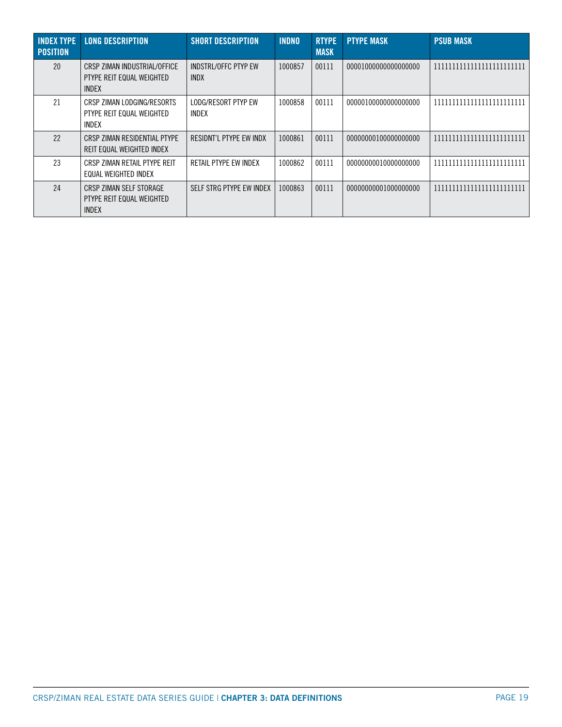| INDEX TYPE POSITION | LONG DESCRIPTION | SHORT DESCRIPTION | INDNO | RTYPE MASK | PTYPE MASK | PSUB MASK |
|---|---|---|---|---|---|---|
| 20 | CRSP ZIMAN INDUSTRIAL/OFFICE PTYPE REIT EQUAL WEIGHTED INDEX | INDSTRL/OFFC PTYP EW INDX | 1000857 | 00111 | 00001000000000000000 | 11111111111111111111111 |
| 21 | CRSP ZIMAN LODGING/RESORTS PTYPE REIT EQUAL WEIGHTED INDEX | LODG/RESORT PTYP EW INDEX | 1000858 | 00111 | 00000100000000000000 | 11111111111111111111111 |
| 22 | CRSP ZIMAN RESIDENTIAL PTYPE REIT EQUAL WEIGHTED INDEX | RESIDNT'L PTYPE EW INDX | 1000861 | 00111 | 00000000100000000000 | 11111111111111111111111 |
| 23 | CRSP ZIMAN RETAIL PTYPE REIT EQUAL WEIGHTED INDEX | RETAIL PTYPE EW INDEX | 1000862 | 00111 | 00000000010000000000 | 11111111111111111111111 |
| 24 | CRSP ZIMAN SELF STORAGE PTYPE REIT EQUAL WEIGHTED INDEX | SELF STRG PTYPE EW INDEX | 1000863 | 00111 | 00000000001000000000 | 11111111111111111111111 |